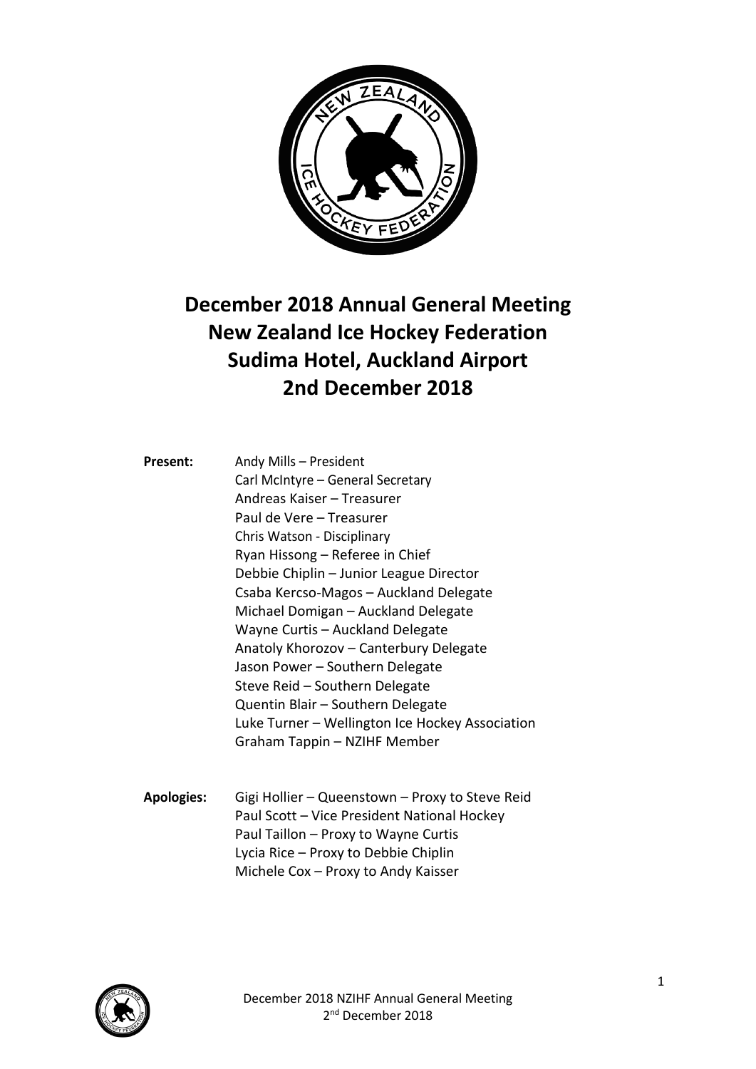# December 2018 Annual General Meeting
# New Zealand Ice Hockey Federation
# Sudima Hotel, Auckland Airport
# 2nd December 2018

**Present:**

Andy Mills – President
Carl McIntyre – General Secretary
Andreas Kaiser – Treasurer
Paul de Vere – Treasurer
Chris Watson - Disciplinary
Ryan Hissong – Referee in Chief
Debbie Chiplin – Junior League Director
Csaba Kercso-Magos – Auckland Delegate
Michael Domigan – Auckland Delegate
Wayne Curtis – Auckland Delegate
Anatoly Khorozov – Canterbury Delegate
Jason Power – Southern Delegate
Steve Reid – Southern Delegate
Quentin Blair – Southern Delegate
Luke Turner – Wellington Ice Hockey Association
Graham Tappin – NZIHF Member

**Apologies:**

Gigi Hollier – Queenstown – Proxy to Steve Reid
Paul Scott – Vice President National Hockey
Paul Taillon – Proxy to Wayne Curtis
Lycia Rice – Proxy to Debbie Chiplin
Michele Cox – Proxy to Andy Kaisser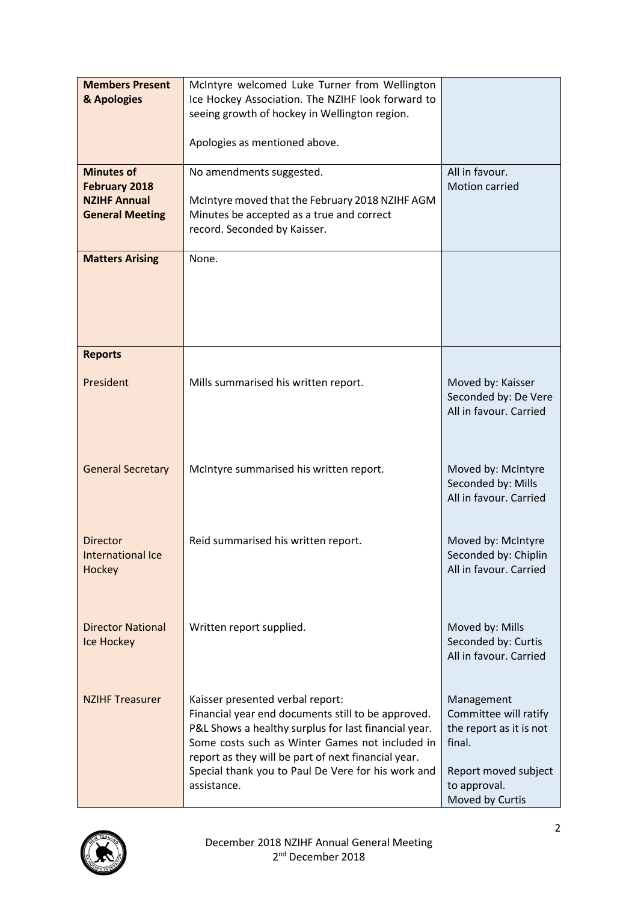| | | |
|---|---|---|
| **Members Present & Apologies** | McIntyre welcomed Luke Turner from Wellington Ice Hockey Association. The NZIHF look forward to seeing growth of hockey in Wellington region.<br><br>Apologies as mentioned above. | |
| **Minutes of February 2018 NZIHF Annual General Meeting** | No amendments suggested.<br><br>McIntyre moved that the February 2018 NZIHF AGM Minutes be accepted as a true and correct record. Seconded by Kaisser. | All in favour.<br>Motion carried |
| **Matters Arising** | None. | |
| **Reports** | | |
| President | Mills summarised his written report. | Moved by: Kaisser<br>Seconded by: De Vere<br>All in favour. Carried |
| General Secretary | McIntyre summarised his written report. | Moved by: McIntyre<br>Seconded by: Mills<br>All in favour. Carried |
| Director International Ice Hockey | Reid summarised his written report. | Moved by: McIntyre<br>Seconded by: Chiplin<br>All in favour. Carried |
| Director National Ice Hockey | Written report supplied. | Moved by: Mills<br>Seconded by: Curtis<br>All in favour. Carried |
| NZIHF Treasurer | Kaisser presented verbal report:<br>Financial year end documents still to be approved.<br>P&L Shows a healthy surplus for last financial year.<br>Some costs such as Winter Games not included in report as they will be part of next financial year.<br>Special thank you to Paul De Vere for his work and assistance. | Management Committee will ratify the report as it is not final.<br><br>Report moved subject to approval.<br>Moved by Curtis |

December 2018 NZIHF Annual General Meeting
2nd December 2018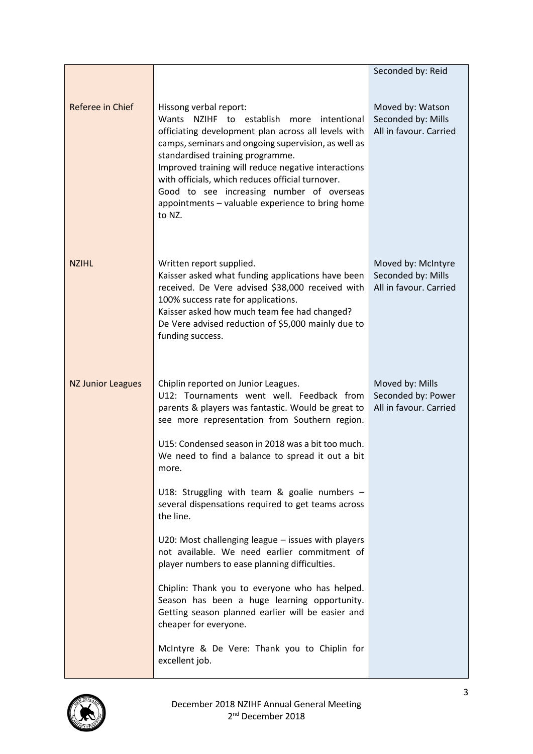| | | |
|---|---|---|
| | | Seconded by: Reid |
| Referee in Chief | Hissong verbal report:<br>Wants NZIHF to establish more intentional officiating development plan across all levels with camps, seminars and ongoing supervision, as well as standardised training programme.<br>Improved training will reduce negative interactions with officials, which reduces official turnover.<br>Good to see increasing number of overseas appointments – valuable experience to bring home to NZ. | Moved by: Watson<br>Seconded by: Mills<br>All in favour. Carried |
| NZIHL | Written report supplied.<br>Kaisser asked what funding applications have been received. De Vere advised $38,000 received with 100% success rate for applications.<br>Kaisser asked how much team fee had changed?<br>De Vere advised reduction of $5,000 mainly due to funding success. | Moved by: McIntyre<br>Seconded by: Mills<br>All in favour. Carried |
| NZ Junior Leagues | Chiplin reported on Junior Leagues.<br>U12: Tournaments went well. Feedback from parents & players was fantastic. Would be great to see more representation from Southern region.<br><br>U15: Condensed season in 2018 was a bit too much. We need to find a balance to spread it out a bit more.<br><br>U18: Struggling with team & goalie numbers – several dispensations required to get teams across the line.<br><br>U20: Most challenging league – issues with players not available. We need earlier commitment of player numbers to ease planning difficulties.<br><br>Chiplin: Thank you to everyone who has helped. Season has been a huge learning opportunity. Getting season planned earlier will be easier and cheaper for everyone.<br><br>McIntyre & De Vere: Thank you to Chiplin for excellent job. | Moved by: Mills<br>Seconded by: Power<br>All in favour. Carried |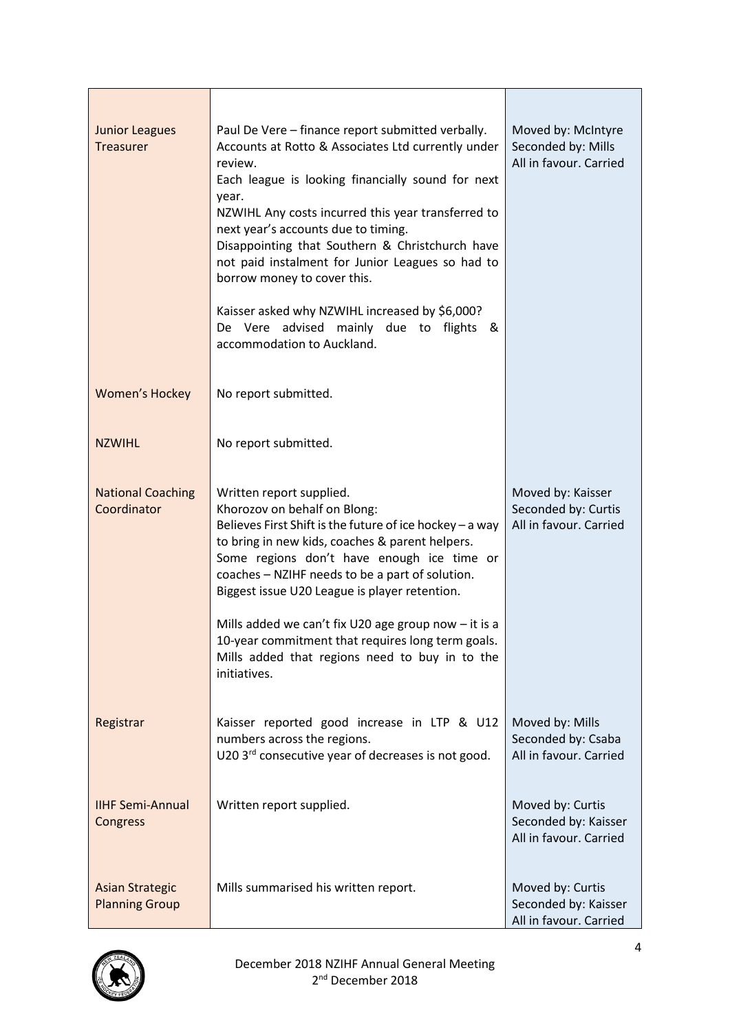| | | |
|---|---|---|
| Junior Leagues Treasurer | Paul De Vere – finance report submitted verbally. Accounts at Rotto & Associates Ltd currently under review.<br>Each league is looking financially sound for next year.<br>NZWIHL Any costs incurred this year transferred to next year's accounts due to timing.<br>Disappointing that Southern & Christchurch have not paid instalment for Junior Leagues so had to borrow money to cover this.<br><br>Kaisser asked why NZWIHL increased by $6,000?<br>De Vere advised mainly due to flights & accommodation to Auckland. | Moved by: McIntyre<br>Seconded by: Mills<br>All in favour. Carried |
| Women's Hockey | No report submitted. | |
| NZWIHL | No report submitted. | |
| National Coaching Coordinator | Written report supplied.<br>Khorozov on behalf on Blong:<br>Believes First Shift is the future of ice hockey – a way to bring in new kids, coaches & parent helpers.<br>Some regions don't have enough ice time or coaches – NZIHF needs to be a part of solution.<br>Biggest issue U20 League is player retention.<br><br>Mills added we can't fix U20 age group now – it is a 10-year commitment that requires long term goals.<br>Mills added that regions need to buy in to the initiatives. | Moved by: Kaisser<br>Seconded by: Curtis<br>All in favour. Carried |
| Registrar | Kaisser reported good increase in LTP & U12 numbers across the regions.<br>U20 3rd consecutive year of decreases is not good. | Moved by: Mills<br>Seconded by: Csaba<br>All in favour. Carried |
| IIHF Semi-Annual Congress | Written report supplied. | Moved by: Curtis<br>Seconded by: Kaisser<br>All in favour. Carried |
| Asian Strategic Planning Group | Mills summarised his written report. | Moved by: Curtis<br>Seconded by: Kaisser<br>All in favour. Carried |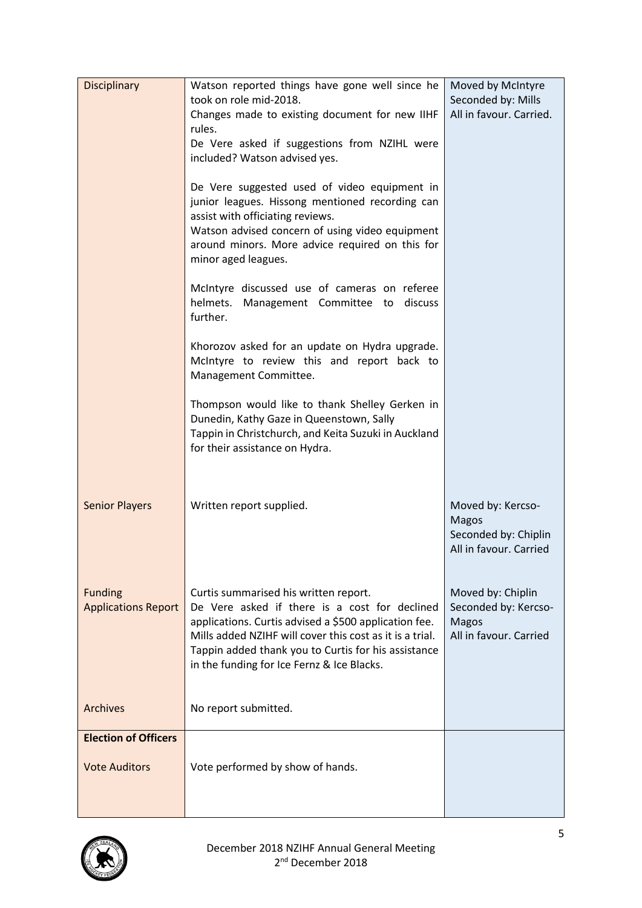| | | |
|---|---|---|
| Disciplinary | Watson reported things have gone well since he took on role mid-2018.<br>Changes made to existing document for new IIHF rules.<br>De Vere asked if suggestions from NZIHL were included? Watson advised yes.<br><br>De Vere suggested used of video equipment in junior leagues. Hissong mentioned recording can assist with officiating reviews.<br>Watson advised concern of using video equipment around minors. More advice required on this for minor aged leagues.<br><br>McIntyre discussed use of cameras on referee helmets. Management Committee to discuss further.<br><br>Khorozov asked for an update on Hydra upgrade. McIntyre to review this and report back to Management Committee.<br><br>Thompson would like to thank Shelley Gerken in Dunedin, Kathy Gaze in Queenstown, Sally Tappin in Christchurch, and Keita Suzuki in Auckland for their assistance on Hydra. | Moved by McIntyre<br>Seconded by: Mills<br>All in favour. Carried. |
| Senior Players | Written report supplied. | Moved by: Kercso-Magos<br>Seconded by: Chiplin<br>All in favour. Carried |
| Funding Applications Report | Curtis summarised his written report.<br>De Vere asked if there is a cost for declined applications. Curtis advised a $500 application fee. Mills added NZIHF will cover this cost as it is a trial. Tappin added thank you to Curtis for his assistance in the funding for Ice Fernz & Ice Blacks. | Moved by: Chiplin<br>Seconded by: Kercso-Magos<br>All in favour. Carried |
| Archives | No report submitted. | |
| **Election of Officers** | | |
| Vote Auditors | Vote performed by show of hands. | |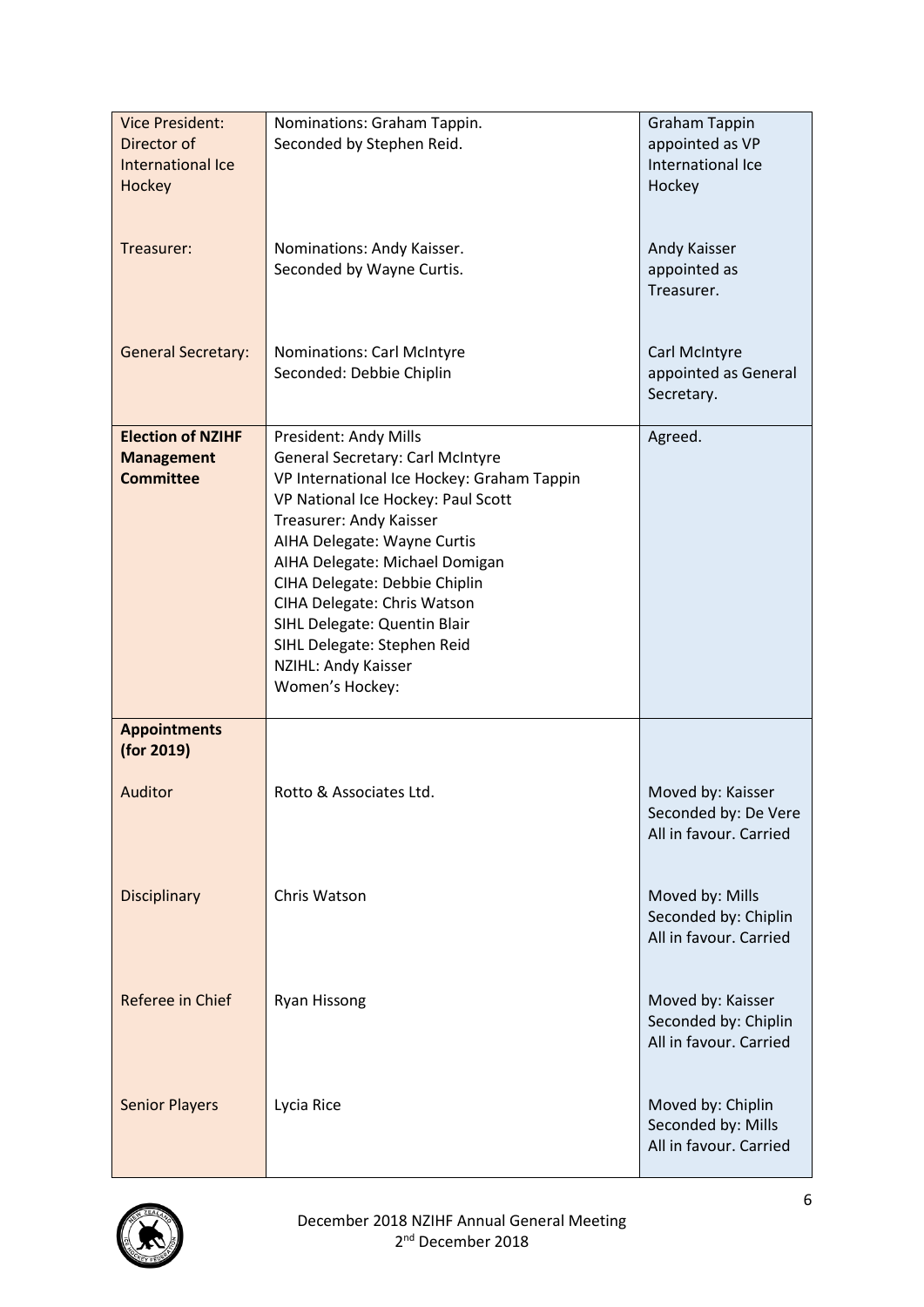| | | |
|---|---|---|
| Vice President: Director of International Ice Hockey<br><br>Treasurer:<br><br>General Secretary: | Nominations: Graham Tappin.<br>Seconded by Stephen Reid.<br><br>Nominations: Andy Kaisser.<br>Seconded by Wayne Curtis.<br><br>Nominations: Carl McIntyre<br>Seconded: Debbie Chiplin | Graham Tappin appointed as VP International Ice Hockey<br><br>Andy Kaisser appointed as Treasurer.<br><br>Carl McIntyre appointed as General Secretary. |
| **Election of NZIHF Management Committee** | President: Andy Mills<br>General Secretary: Carl McIntyre<br>VP International Ice Hockey: Graham Tappin<br>VP National Ice Hockey: Paul Scott<br>Treasurer: Andy Kaisser<br>AIHA Delegate: Wayne Curtis<br>AIHA Delegate: Michael Domigan<br>CIHA Delegate: Debbie Chiplin<br>CIHA Delegate: Chris Watson<br>SIHL Delegate: Quentin Blair<br>SIHL Delegate: Stephen Reid<br>NZIHL: Andy Kaisser<br>Women's Hockey: | Agreed. |
| **Appointments (for 2019)**<br><br>Auditor<br><br>Disciplinary<br><br>Referee in Chief<br><br>Senior Players | <br><br><br>Rotto & Associates Ltd.<br><br>Chris Watson<br><br>Ryan Hissong<br><br>Lycia Rice | <br><br><br>Moved by: Kaisser<br>Seconded by: De Vere<br>All in favour. Carried<br><br>Moved by: Mills<br>Seconded by: Chiplin<br>All in favour. Carried<br><br>Moved by: Kaisser<br>Seconded by: Chiplin<br>All in favour. Carried<br><br>Moved by: Chiplin<br>Seconded by: Mills<br>All in favour. Carried |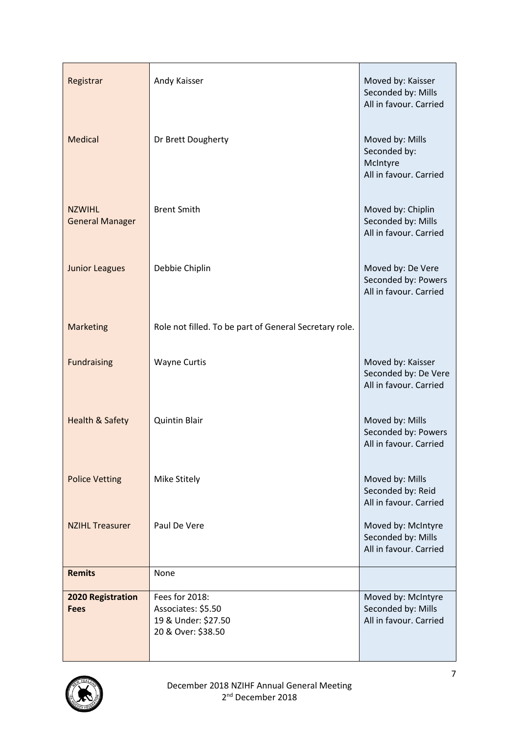| | | |
|---|---|---|
| Registrar | Andy Kaisser | Moved by: Kaisser<br>Seconded by: Mills<br>All in favour. Carried |
| Medical | Dr Brett Dougherty | Moved by: Mills<br>Seconded by: McIntyre<br>All in favour. Carried |
| NZWIHL General Manager | Brent Smith | Moved by: Chiplin<br>Seconded by: Mills<br>All in favour. Carried |
| Junior Leagues | Debbie Chiplin | Moved by: De Vere<br>Seconded by: Powers<br>All in favour. Carried |
| Marketing | Role not filled. To be part of General Secretary role. | |
| Fundraising | Wayne Curtis | Moved by: Kaisser<br>Seconded by: De Vere<br>All in favour. Carried |
| Health & Safety | Quintin Blair | Moved by: Mills<br>Seconded by: Powers<br>All in favour. Carried |
| Police Vetting | Mike Stitely | Moved by: Mills<br>Seconded by: Reid<br>All in favour. Carried |
| NZIHL Treasurer | Paul De Vere | Moved by: McIntyre<br>Seconded by: Mills<br>All in favour. Carried |
| **Remits** | None | |
| **2020 Registration Fees** | Fees for 2018:<br>Associates: $5.50<br>19 & Under: $27.50<br>20 & Over: $38.50 | Moved by: McIntyre<br>Seconded by: Mills<br>All in favour. Carried |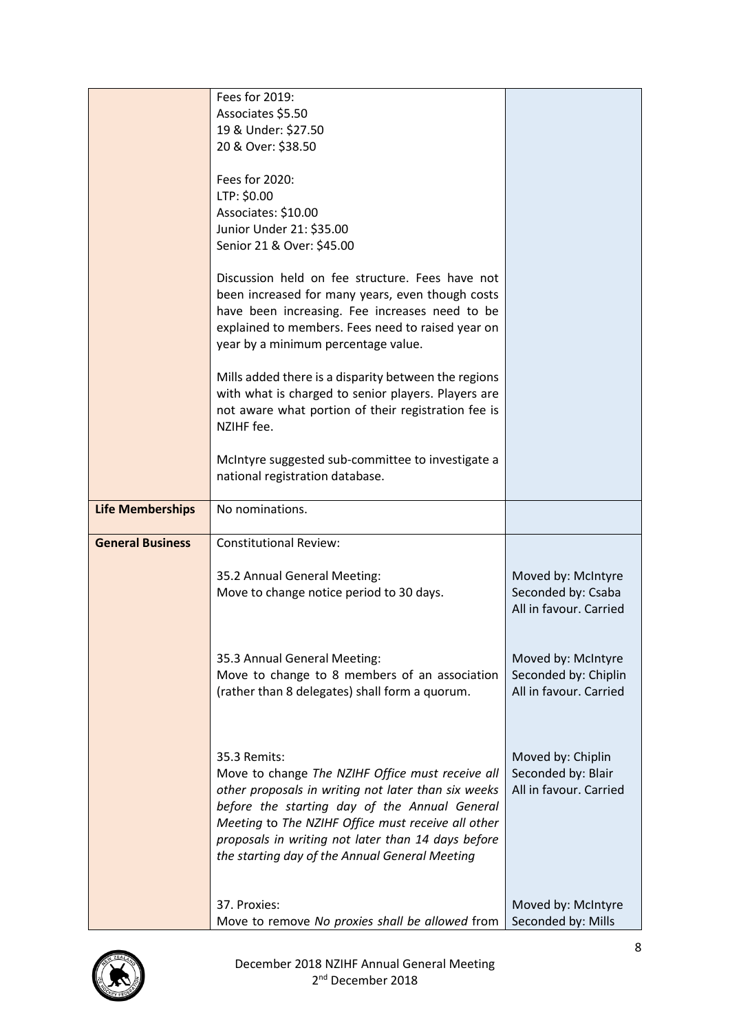| | | |
|---|---|---|
| | Fees for 2019:<br>Associates \$5.50<br>19 & Under: \$27.50<br>20 & Over: \$38.50<br><br>Fees for 2020:<br>LTP: \$0.00<br>Associates: \$10.00<br>Junior Under 21: \$35.00<br>Senior 21 & Over: \$45.00<br><br>Discussion held on fee structure. Fees have not been increased for many years, even though costs have been increasing. Fee increases need to be explained to members. Fees need to raised year on year by a minimum percentage value.<br><br>Mills added there is a disparity between the regions with what is charged to senior players. Players are not aware what portion of their registration fee is NZIHF fee.<br><br>McIntyre suggested sub-committee to investigate a national registration database. | |
| **Life Memberships** | No nominations. | |
| **General Business** | Constitutional Review:<br><br>35.2 Annual General Meeting:<br>Move to change notice period to 30 days. | Moved by: McIntyre<br>Seconded by: Csaba<br>All in favour. Carried |
| | 35.3 Annual General Meeting:<br>Move to change to 8 members of an association (rather than 8 delegates) shall form a quorum. | Moved by: McIntyre<br>Seconded by: Chiplin<br>All in favour. Carried |
| | 35.3 Remits:<br>Move to change *The NZIHF Office must receive all other proposals in writing not later than six weeks before the starting day of the Annual General Meeting* to *The NZIHF Office must receive all other proposals in writing not later than 14 days before the starting day of the Annual General Meeting* | Moved by: Chiplin<br>Seconded by: Blair<br>All in favour. Carried |
| | 37. Proxies:<br>Move to remove *No proxies shall be allowed* from | Moved by: McIntyre<br>Seconded by: Mills |

December 2018 NZIHF Annual General Meeting
2nd December 2018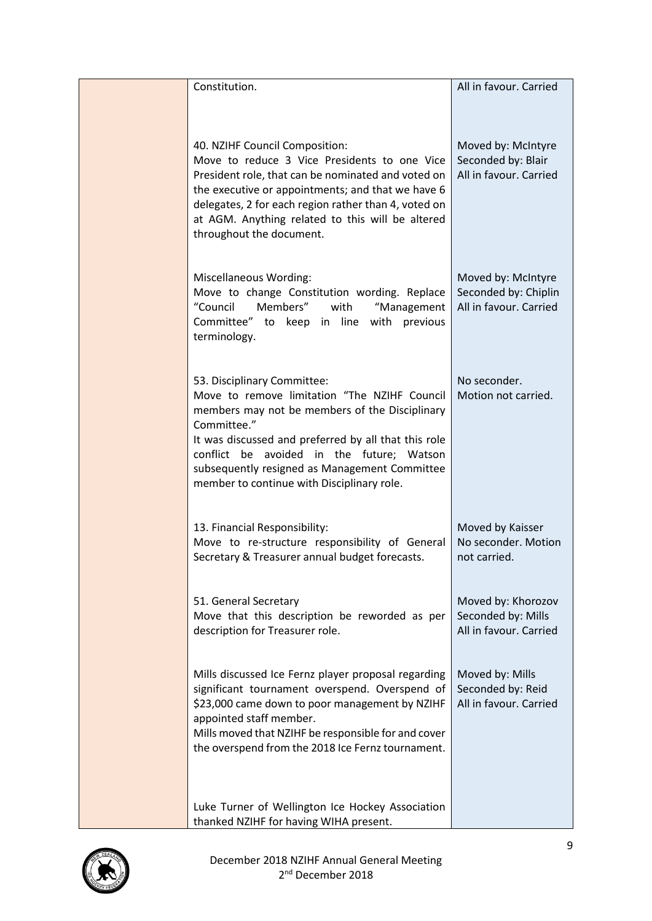| | | |
|---|---|---|
| | Constitution. | All in favour. Carried |
| | 40. NZIHF Council Composition:<br>Move to reduce 3 Vice Presidents to one Vice President role, that can be nominated and voted on the executive or appointments; and that we have 6 delegates, 2 for each region rather than 4, voted on at AGM. Anything related to this will be altered throughout the document. | Moved by: McIntyre<br>Seconded by: Blair<br>All in favour. Carried |
| | Miscellaneous Wording:<br>Move to change Constitution wording. Replace "Council Members" with "Management Committee" to keep in line with previous terminology. | Moved by: McIntyre<br>Seconded by: Chiplin<br>All in favour. Carried |
| | 53. Disciplinary Committee:<br>Move to remove limitation "The NZIHF Council members may not be members of the Disciplinary Committee."<br>It was discussed and preferred by all that this role conflict be avoided in the future; Watson subsequently resigned as Management Committee member to continue with Disciplinary role. | No seconder.<br>Motion not carried. |
| | 13. Financial Responsibility:<br>Move to re-structure responsibility of General Secretary & Treasurer annual budget forecasts. | Moved by Kaisser<br>No seconder. Motion not carried. |
| | 51. General Secretary<br>Move that this description be reworded as per description for Treasurer role. | Moved by: Khorozov<br>Seconded by: Mills<br>All in favour. Carried |
| | Mills discussed Ice Fernz player proposal regarding significant tournament overspend. Overspend of $23,000 came down to poor management by NZIHF appointed staff member.<br>Mills moved that NZIHF be responsible for and cover the overspend from the 2018 Ice Fernz tournament. | Moved by: Mills<br>Seconded by: Reid<br>All in favour. Carried |
| | Luke Turner of Wellington Ice Hockey Association thanked NZIHF for having WIHA present. | |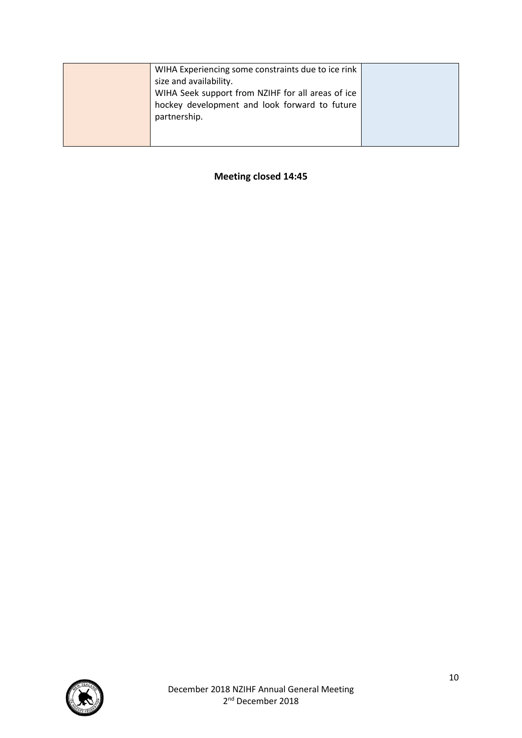| | | |
|---|---|---|
| | WIHA Experiencing some constraints due to ice rink size and availability.<br>WIHA Seek support from NZIHF for all areas of ice hockey development and look forward to future partnership. | |

**Meeting closed 14:45**